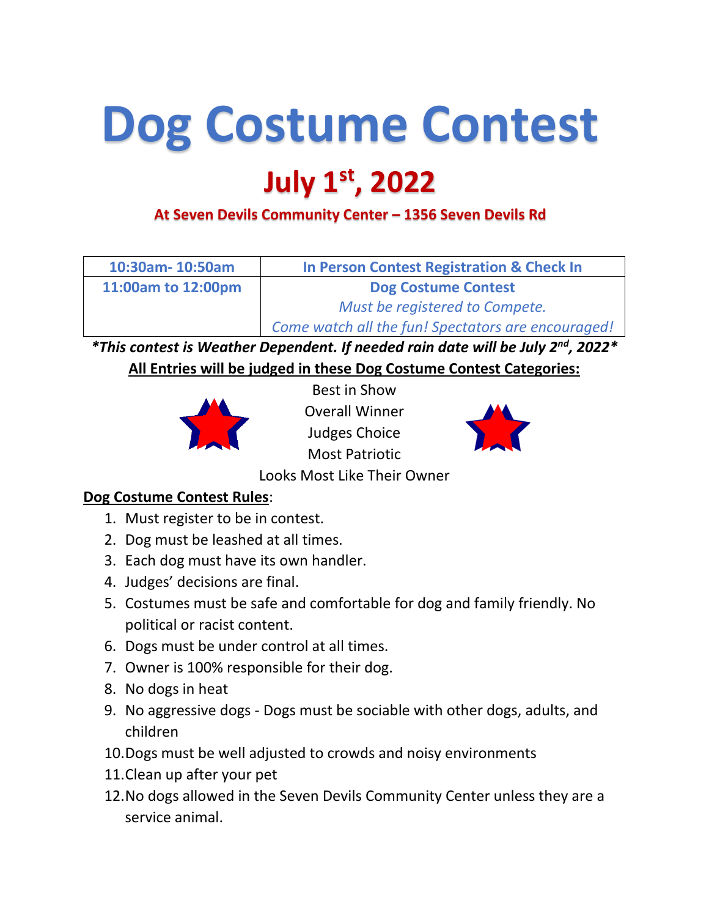# Dog Costume Contest

## July 1st, 2022

**At Seven Devils Community Center – 1356 Seven Devils Rd**

| 10:30am- 10:50am | In Person Contest Registration & Check In |
|---|---|
| 11:00am to 12:00pm | **Dog Costume Contest**<br>*Must be registered to Compete.*<br>*Come watch all the fun! Spectators are encouraged!* |

***This contest is Weather Dependent. If needed rain date will be July 2nd, 2022***

**All Entries will be judged in these Dog Costume Contest Categories:**

Best in Show
Overall Winner
Judges Choice
Most Patriotic
Looks Most Like Their Owner

**Dog Costume Contest Rules**:

1. Must register to be in contest.
2. Dog must be leashed at all times.
3. Each dog must have its own handler.
4. Judges' decisions are final.
5. Costumes must be safe and comfortable for dog and family friendly. No political or racist content.
6. Dogs must be under control at all times.
7. Owner is 100% responsible for their dog.
8. No dogs in heat
9. No aggressive dogs - Dogs must be sociable with other dogs, adults, and children
10. Dogs must be well adjusted to crowds and noisy environments
11. Clean up after your pet
12. No dogs allowed in the Seven Devils Community Center unless they are a service animal.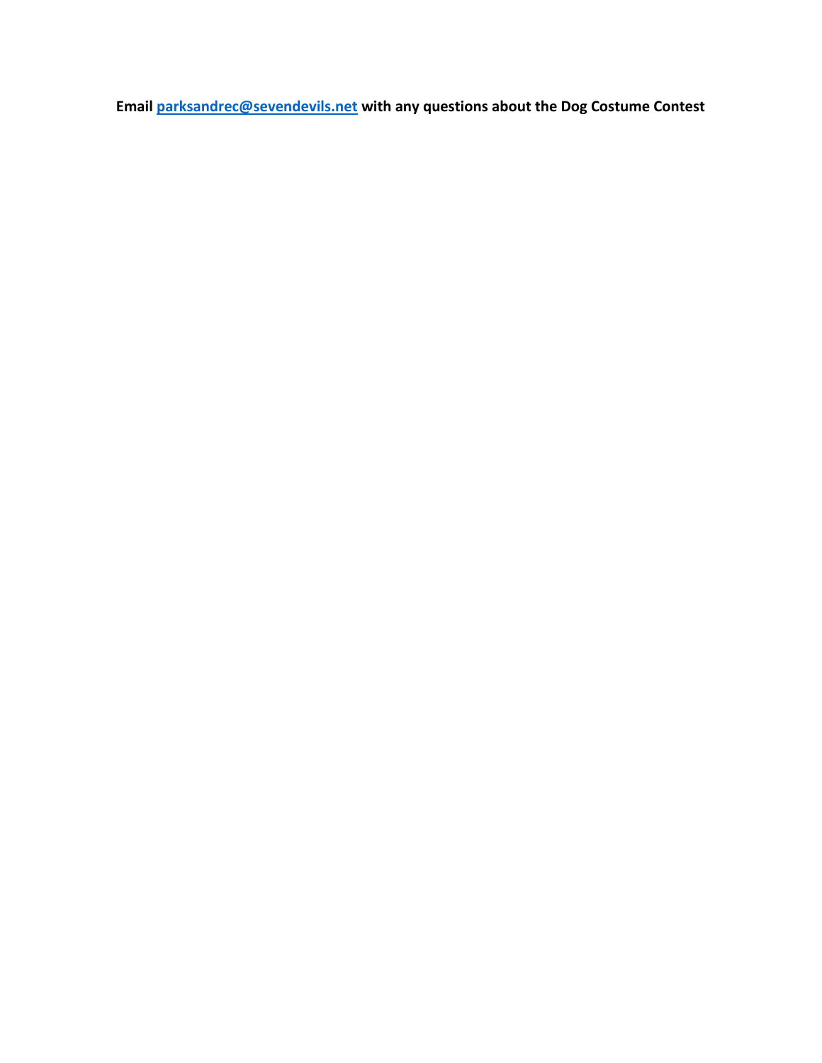**Email [parksandrec@sevendevils.net](mailto:parksandrec@sevendevils.net) with any questions about the Dog Costume Contest**